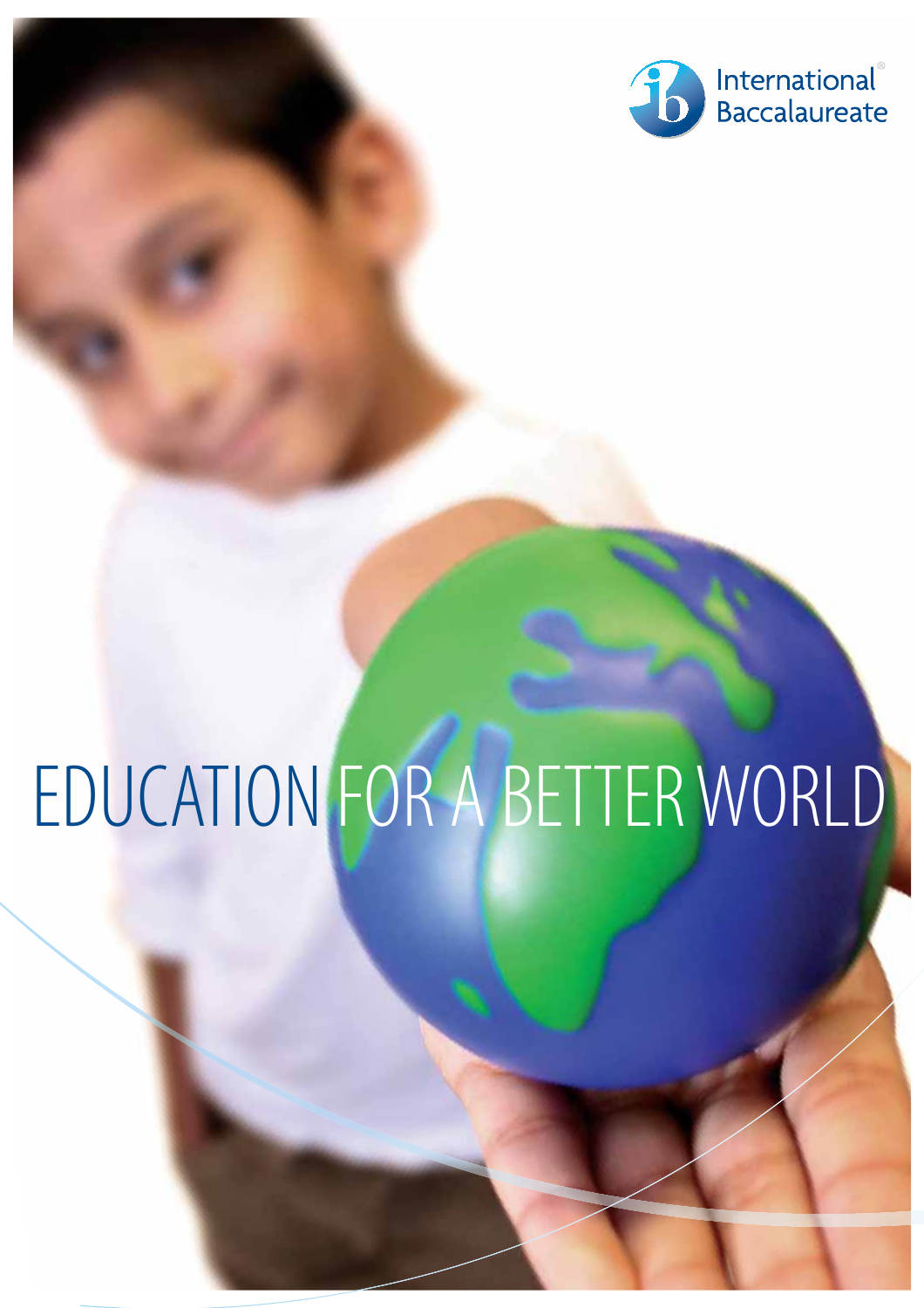International Baccalaureate

# EDUCATION FOR A BETTER WORLD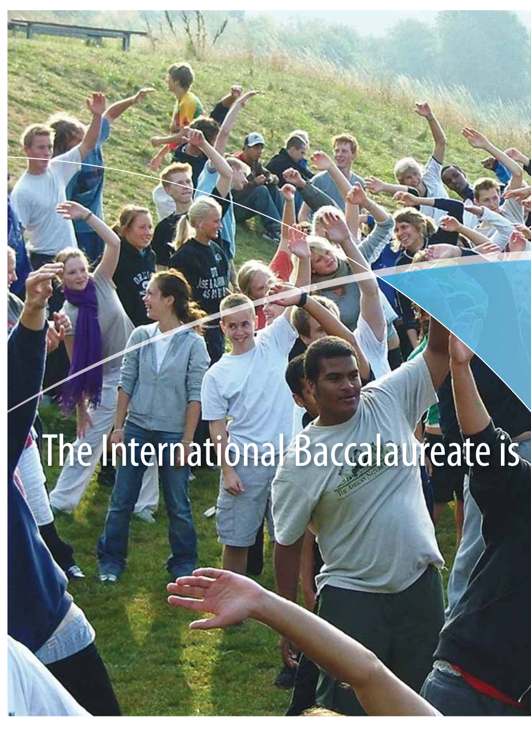The International Baccalaureate is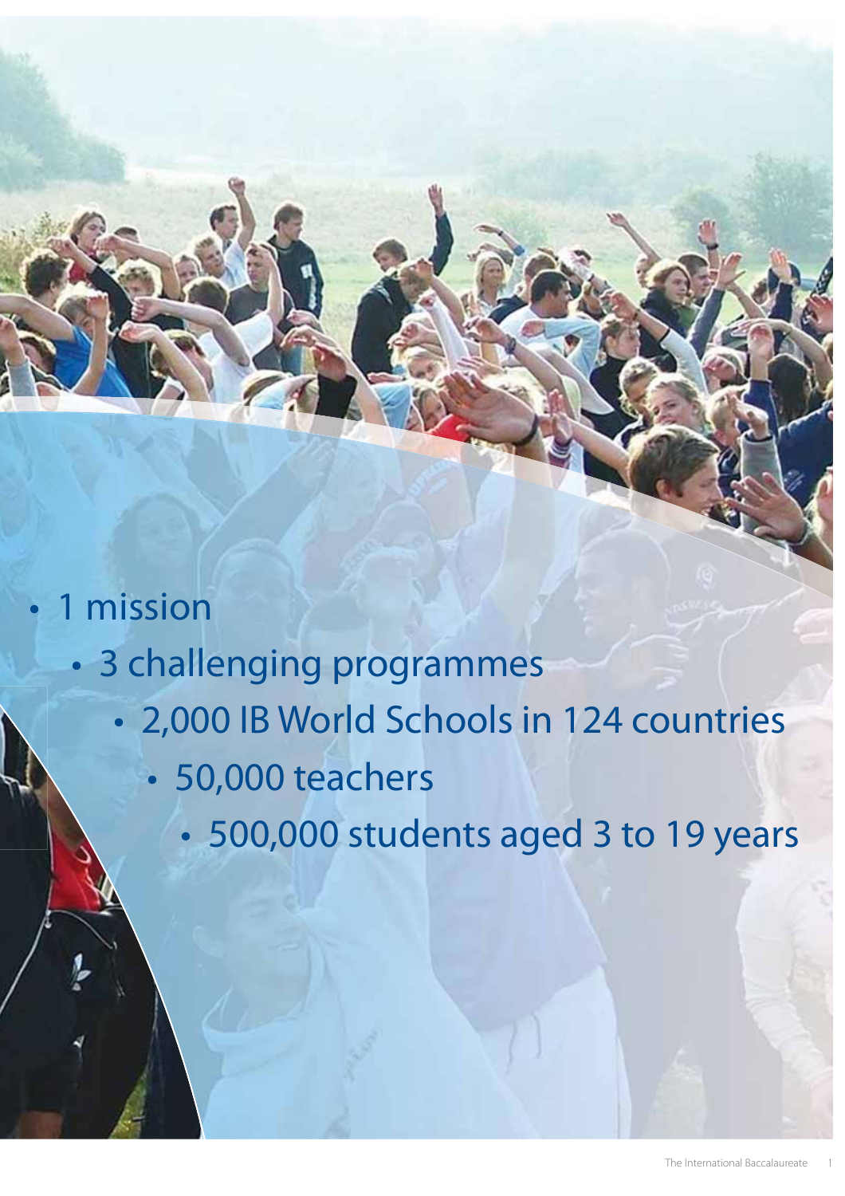- 1 mission
  - 3 challenging programmes
    - 2,000 IB World Schools in 124 countries
      - 50,000 teachers
        - 500,000 students aged 3 to 19 years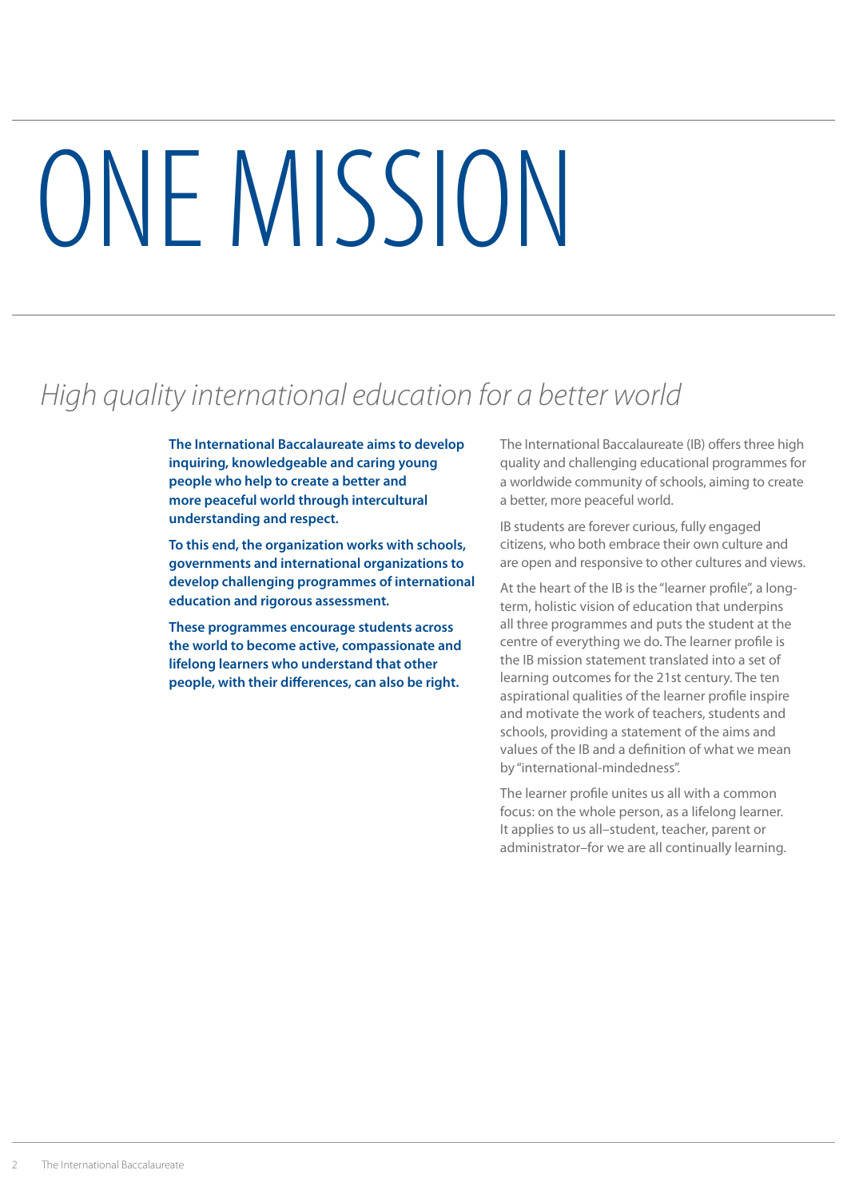# ONE MISSION

*High quality international education for a better world*

**The International Baccalaureate aims to develop inquiring, knowledgeable and caring young people who help to create a better and more peaceful world through intercultural understanding and respect.**

**To this end, the organization works with schools, governments and international organizations to develop challenging programmes of international education and rigorous assessment.**

**These programmes encourage students across the world to become active, compassionate and lifelong learners who understand that other people, with their differences, can also be right.**

The International Baccalaureate (IB) offers three high quality and challenging educational programmes for a worldwide community of schools, aiming to create a better, more peaceful world.

IB students are forever curious, fully engaged citizens, who both embrace their own culture and are open and responsive to other cultures and views.

At the heart of the IB is the "learner profile", a long-term, holistic vision of education that underpins all three programmes and puts the student at the centre of everything we do. The learner profile is the IB mission statement translated into a set of learning outcomes for the 21st century. The ten aspirational qualities of the learner profile inspire and motivate the work of teachers, students and schools, providing a statement of the aims and values of the IB and a definition of what we mean by "international-mindedness".

The learner profile unites us all with a common focus: on the whole person, as a lifelong learner. It applies to us all–student, teacher, parent or administrator–for we are all continually learning.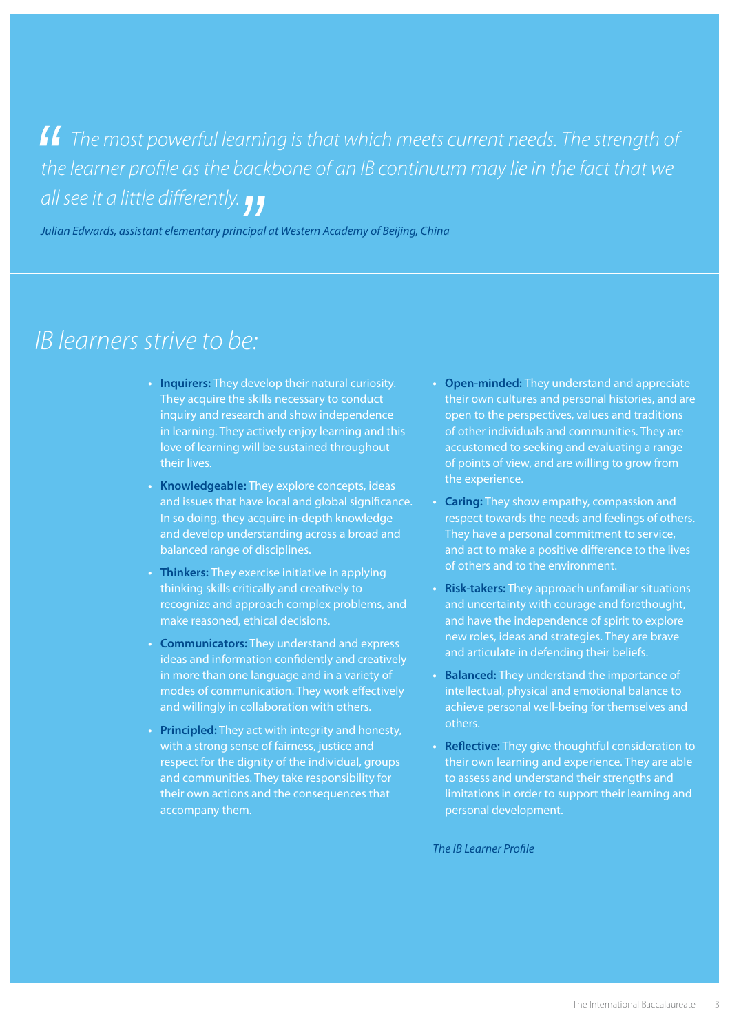> *The most powerful learning is that which meets current needs. The strength of the learner profile as the backbone of an IB continuum may lie in the fact that we all see it a little differently.*

*Julian Edwards, assistant elementary principal at Western Academy of Beijing, China*

## *IB learners strive to be:*

- **Inquirers:** They develop their natural curiosity. They acquire the skills necessary to conduct inquiry and research and show independence in learning. They actively enjoy learning and this love of learning will be sustained throughout their lives.
- **Knowledgeable:** They explore concepts, ideas and issues that have local and global significance. In so doing, they acquire in-depth knowledge and develop understanding across a broad and balanced range of disciplines.
- **Thinkers:** They exercise initiative in applying thinking skills critically and creatively to recognize and approach complex problems, and make reasoned, ethical decisions.
- **Communicators:** They understand and express ideas and information confidently and creatively in more than one language and in a variety of modes of communication. They work effectively and willingly in collaboration with others.
- **Principled:** They act with integrity and honesty, with a strong sense of fairness, justice and respect for the dignity of the individual, groups and communities. They take responsibility for their own actions and the consequences that accompany them.
- **Open-minded:** They understand and appreciate their own cultures and personal histories, and are open to the perspectives, values and traditions of other individuals and communities. They are accustomed to seeking and evaluating a range of points of view, and are willing to grow from the experience.
- **Caring:** They show empathy, compassion and respect towards the needs and feelings of others. They have a personal commitment to service, and act to make a positive difference to the lives of others and to the environment.
- **Risk-takers:** They approach unfamiliar situations and uncertainty with courage and forethought, and have the independence of spirit to explore new roles, ideas and strategies. They are brave and articulate in defending their beliefs.
- **Balanced:** They understand the importance of intellectual, physical and emotional balance to achieve personal well-being for themselves and others.
- **Reflective:** They give thoughtful consideration to their own learning and experience. They are able to assess and understand their strengths and limitations in order to support their learning and personal development.

*The IB Learner Profile*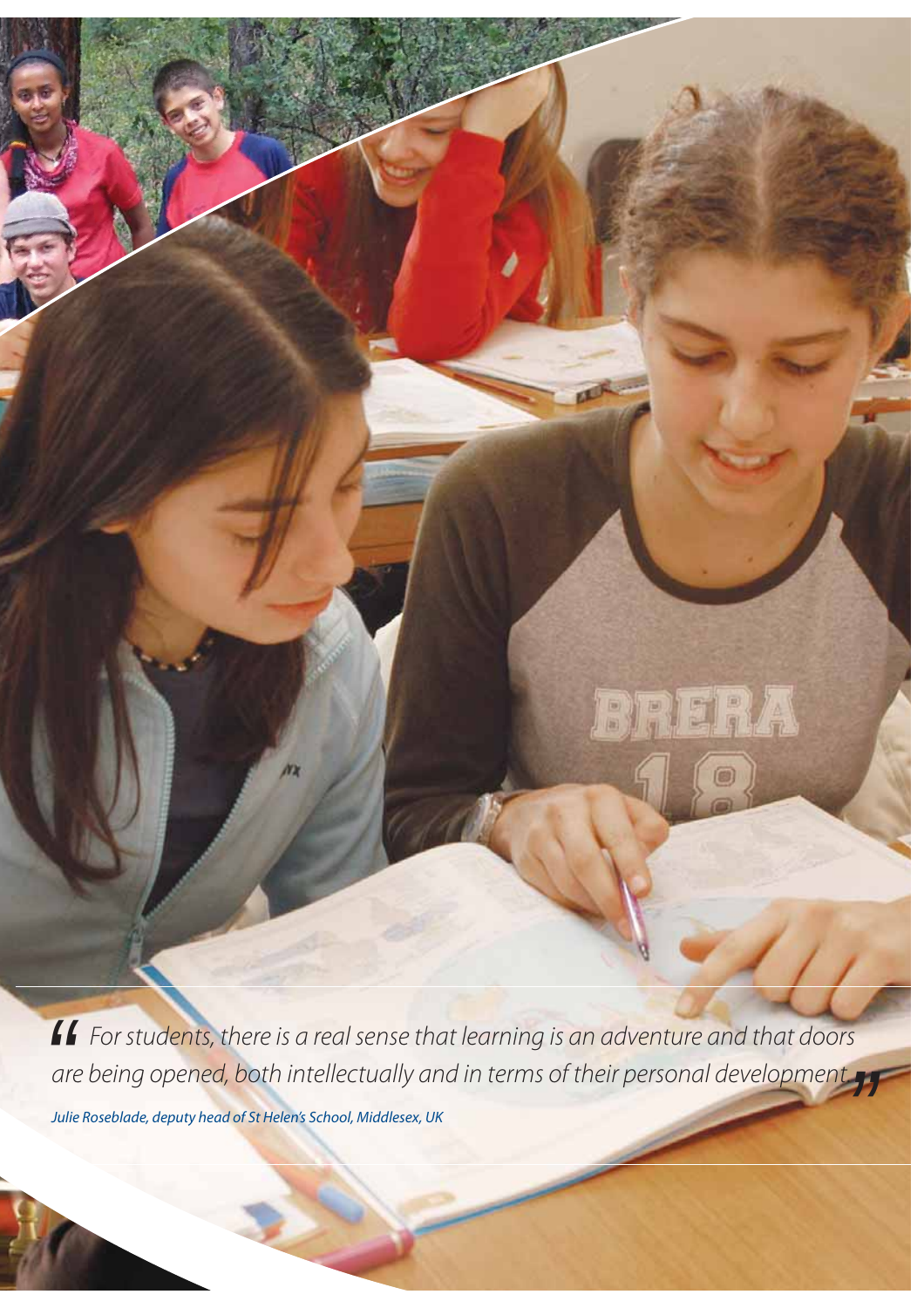*"For students, there is a real sense that learning is an adventure and that doors are being opened, both intellectually and in terms of their personal development."*

*Julie Roseblade, deputy head of St Helen's School, Middlesex, UK*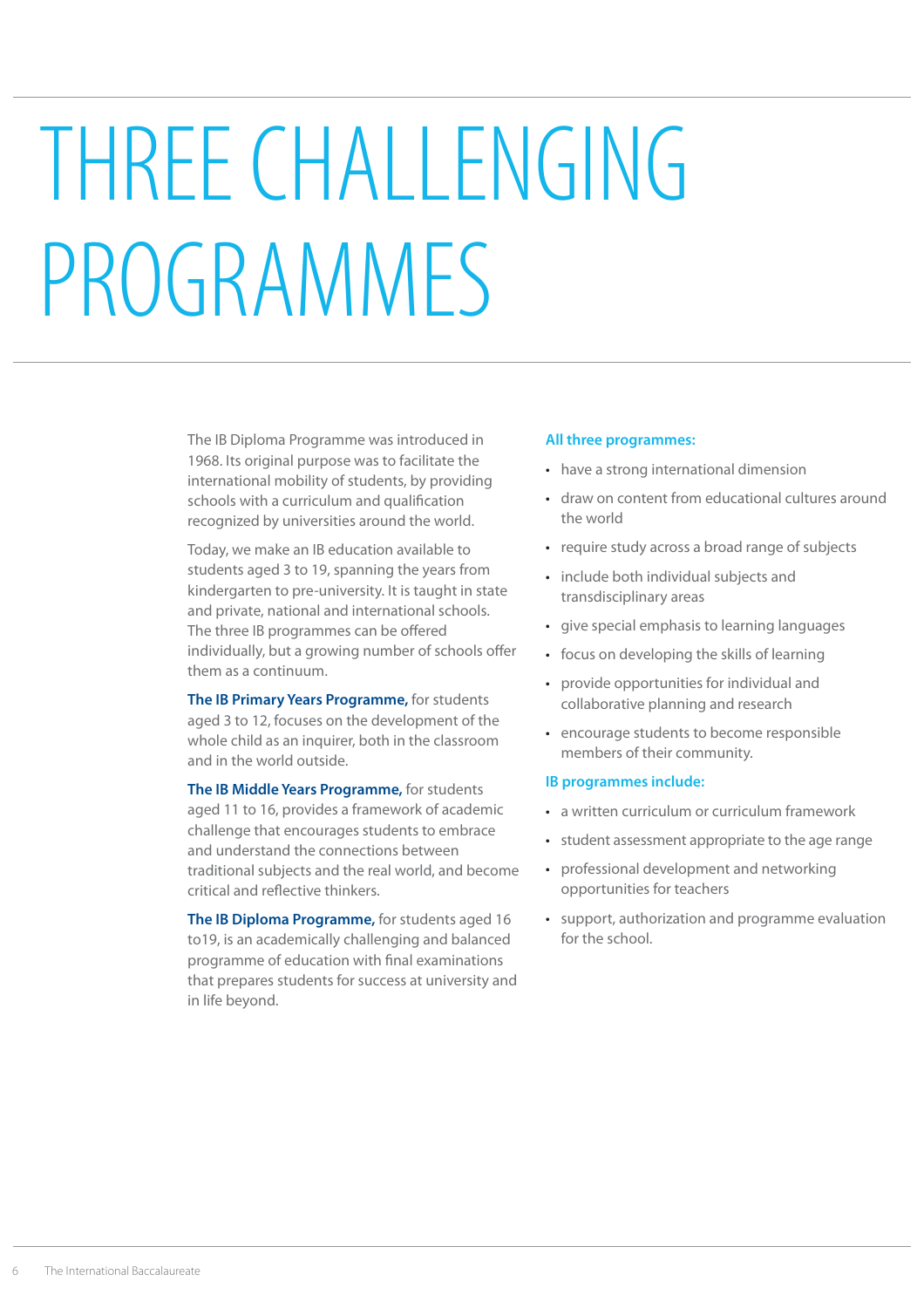# THREE CHALLENGING PROGRAMMES

The IB Diploma Programme was introduced in 1968. Its original purpose was to facilitate the international mobility of students, by providing schools with a curriculum and qualification recognized by universities around the world.

Today, we make an IB education available to students aged 3 to 19, spanning the years from kindergarten to pre-university. It is taught in state and private, national and international schools. The three IB programmes can be offered individually, but a growing number of schools offer them as a continuum.

**The IB Primary Years Programme,** for students aged 3 to 12, focuses on the development of the whole child as an inquirer, both in the classroom and in the world outside.

**The IB Middle Years Programme,** for students aged 11 to 16, provides a framework of academic challenge that encourages students to embrace and understand the connections between traditional subjects and the real world, and become critical and reflective thinkers.

**The IB Diploma Programme,** for students aged 16 to19, is an academically challenging and balanced programme of education with final examinations that prepares students for success at university and in life beyond.

**All three programmes:**

- have a strong international dimension
- draw on content from educational cultures around the world
- require study across a broad range of subjects
- include both individual subjects and transdisciplinary areas
- give special emphasis to learning languages
- focus on developing the skills of learning
- provide opportunities for individual and collaborative planning and research
- encourage students to become responsible members of their community.

**IB programmes include:**

- a written curriculum or curriculum framework
- student assessment appropriate to the age range
- professional development and networking opportunities for teachers
- support, authorization and programme evaluation for the school.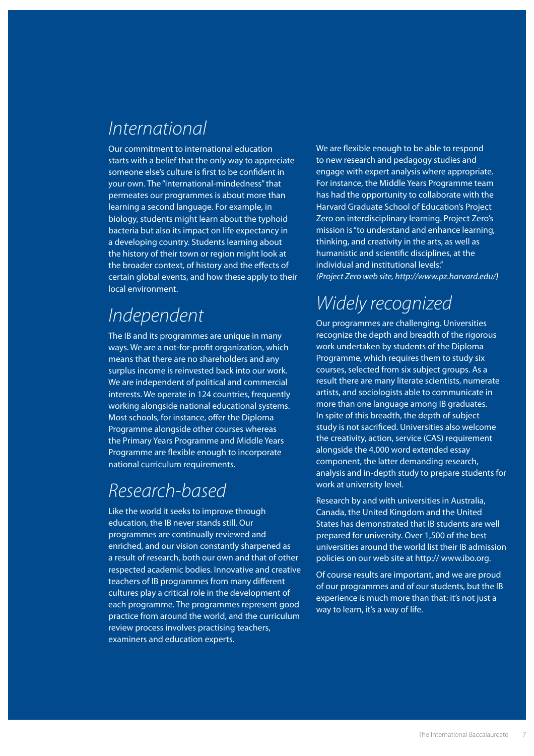## International

Our commitment to international education starts with a belief that the only way to appreciate someone else's culture is first to be confident in your own. The "international-mindedness" that permeates our programmes is about more than learning a second language. For example, in biology, students might learn about the typhoid bacteria but also its impact on life expectancy in a developing country. Students learning about the history of their town or region might look at the broader context, of history and the effects of certain global events, and how these apply to their local environment.

## Independent

The IB and its programmes are unique in many ways. We are a not-for-profit organization, which means that there are no shareholders and any surplus income is reinvested back into our work. We are independent of political and commercial interests. We operate in 124 countries, frequently working alongside national educational systems. Most schools, for instance, offer the Diploma Programme alongside other courses whereas the Primary Years Programme and Middle Years Programme are flexible enough to incorporate national curriculum requirements.

## Research-based

Like the world it seeks to improve through education, the IB never stands still. Our programmes are continually reviewed and enriched, and our vision constantly sharpened as a result of research, both our own and that of other respected academic bodies. Innovative and creative teachers of IB programmes from many different cultures play a critical role in the development of each programme. The programmes represent good practice from around the world, and the curriculum review process involves practising teachers, examiners and education experts.

We are flexible enough to be able to respond to new research and pedagogy studies and engage with expert analysis where appropriate. For instance, the Middle Years Programme team has had the opportunity to collaborate with the Harvard Graduate School of Education's Project Zero on interdisciplinary learning. Project Zero's mission is "to understand and enhance learning, thinking, and creativity in the arts, as well as humanistic and scientific disciplines, at the individual and institutional levels."
*(Project Zero web site, http://www.pz.harvard.edu/)*

## Widely recognized

Our programmes are challenging. Universities recognize the depth and breadth of the rigorous work undertaken by students of the Diploma Programme, which requires them to study six courses, selected from six subject groups. As a result there are many literate scientists, numerate artists, and sociologists able to communicate in more than one language among IB graduates. In spite of this breadth, the depth of subject study is not sacrificed. Universities also welcome the creativity, action, service (CAS) requirement alongside the 4,000 word extended essay component, the latter demanding research, analysis and in-depth study to prepare students for work at university level.

Research by and with universities in Australia, Canada, the United Kingdom and the United States has demonstrated that IB students are well prepared for university. Over 1,500 of the best universities around the world list their IB admission policies on our web site at http:// www.ibo.org.

Of course results are important, and we are proud of our programmes and of our students, but the IB experience is much more than that: it's not just a way to learn, it's a way of life.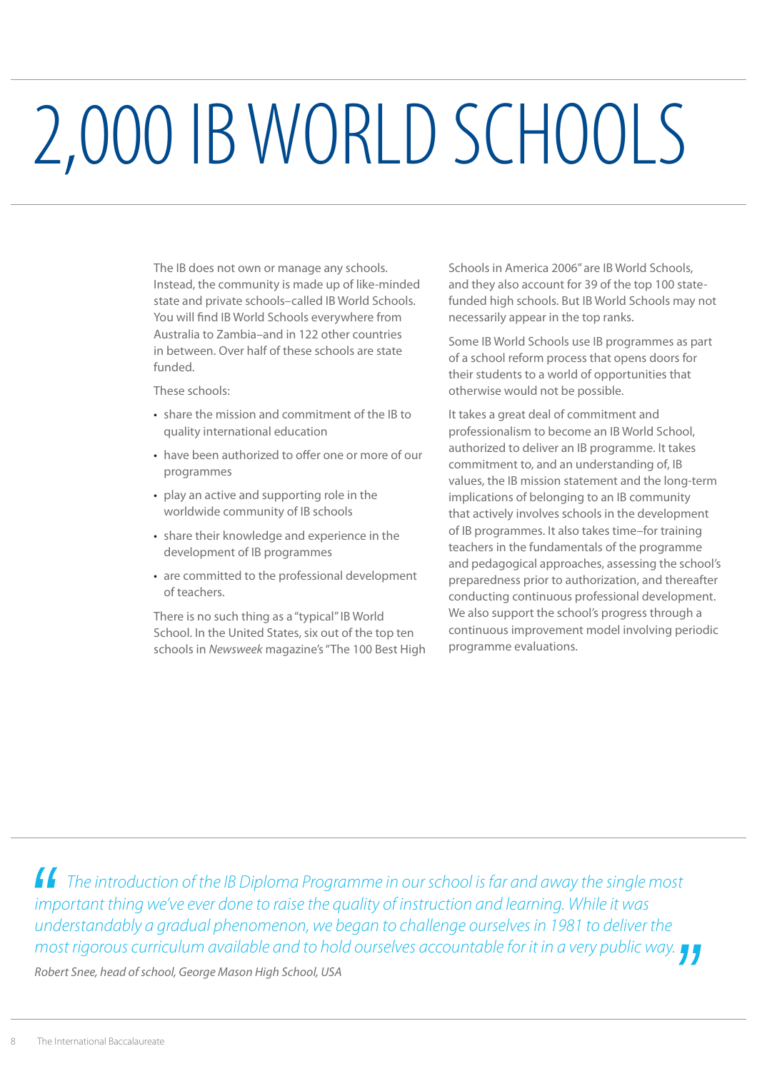# 2,000 IB WORLD SCHOOLS

The IB does not own or manage any schools. Instead, the community is made up of like-minded state and private schools–called IB World Schools. You will find IB World Schools everywhere from Australia to Zambia–and in 122 other countries in between. Over half of these schools are state funded.

These schools:

- share the mission and commitment of the IB to quality international education
- have been authorized to offer one or more of our programmes
- play an active and supporting role in the worldwide community of IB schools
- share their knowledge and experience in the development of IB programmes
- are committed to the professional development of teachers.

There is no such thing as a "typical" IB World School. In the United States, six out of the top ten schools in *Newsweek* magazine's "The 100 Best High Schools in America 2006" are IB World Schools, and they also account for 39 of the top 100 state-funded high schools. But IB World Schools may not necessarily appear in the top ranks.

Some IB World Schools use IB programmes as part of a school reform process that opens doors for their students to a world of opportunities that otherwise would not be possible.

It takes a great deal of commitment and professionalism to become an IB World School, authorized to deliver an IB programme. It takes commitment to, and an understanding of, IB values, the IB mission statement and the long-term implications of belonging to an IB community that actively involves schools in the development of IB programmes. It also takes time–for training teachers in the fundamentals of the programme and pedagogical approaches, assessing the school's preparedness prior to authorization, and thereafter conducting continuous professional development. We also support the school's progress through a continuous improvement model involving periodic programme evaluations.

> *"The introduction of the IB Diploma Programme in our school is far and away the single most important thing we've ever done to raise the quality of instruction and learning. While it was understandably a gradual phenomenon, we began to challenge ourselves in 1981 to deliver the most rigorous curriculum available and to hold ourselves accountable for it in a very public way."*
>
> *Robert Snee, head of school, George Mason High School, USA*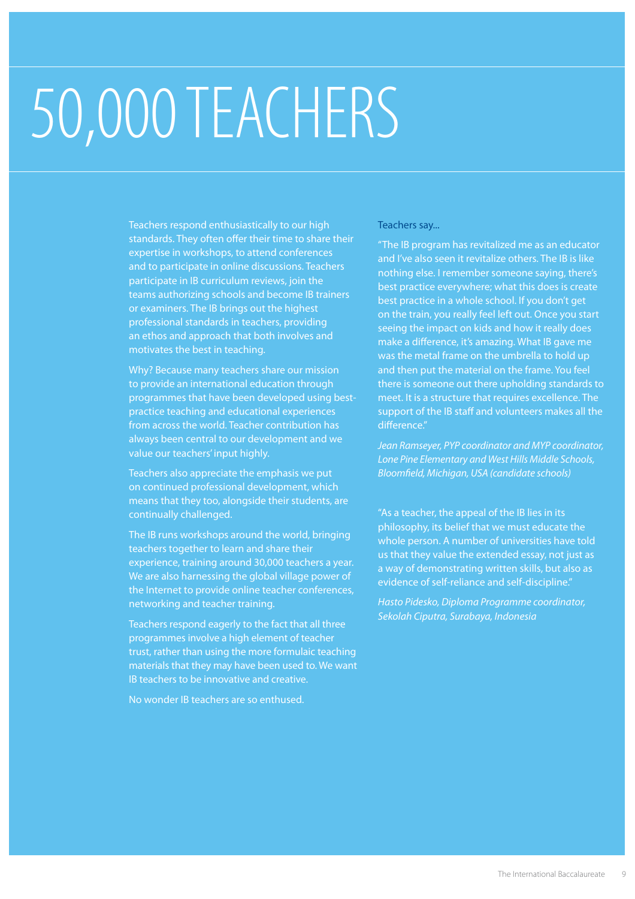# 50,000 TEACHERS

Teachers respond enthusiastically to our high standards. They often offer their time to share their expertise in workshops, to attend conferences and to participate in online discussions. Teachers participate in IB curriculum reviews, join the teams authorizing schools and become IB trainers or examiners. The IB brings out the highest professional standards in teachers, providing an ethos and approach that both involves and motivates the best in teaching.

Why? Because many teachers share our mission to provide an international education through programmes that have been developed using best-practice teaching and educational experiences from across the world. Teacher contribution has always been central to our development and we value our teachers' input highly.

Teachers also appreciate the emphasis we put on continued professional development, which means that they too, alongside their students, are continually challenged.

The IB runs workshops around the world, bringing teachers together to learn and share their experience, training around 30,000 teachers a year. We are also harnessing the global village power of the Internet to provide online teacher conferences, networking and teacher training.

Teachers respond eagerly to the fact that all three programmes involve a high element of teacher trust, rather than using the more formulaic teaching materials that they may have been used to. We want IB teachers to be innovative and creative.

No wonder IB teachers are so enthused.

Teachers say...

"The IB program has revitalized me as an educator and I've also seen it revitalize others. The IB is like nothing else. I remember someone saying, there's best practice everywhere; what this does is create best practice in a whole school. If you don't get on the train, you really feel left out. Once you start seeing the impact on kids and how it really does make a difference, it's amazing. What IB gave me was the metal frame on the umbrella to hold up and then put the material on the frame. You feel there is someone out there upholding standards to meet. It is a structure that requires excellence. The support of the IB staff and volunteers makes all the difference."

*Jean Ramseyer, PYP coordinator and MYP coordinator, Lone Pine Elementary and West Hills Middle Schools, Bloomfield, Michigan, USA (candidate schools)*

"As a teacher, the appeal of the IB lies in its philosophy, its belief that we must educate the whole person. A number of universities have told us that they value the extended essay, not just as a way of demonstrating written skills, but also as evidence of self-reliance and self-discipline."

*Hasto Pidesko, Diploma Programme coordinator, Sekolah Ciputra, Surabaya, Indonesia*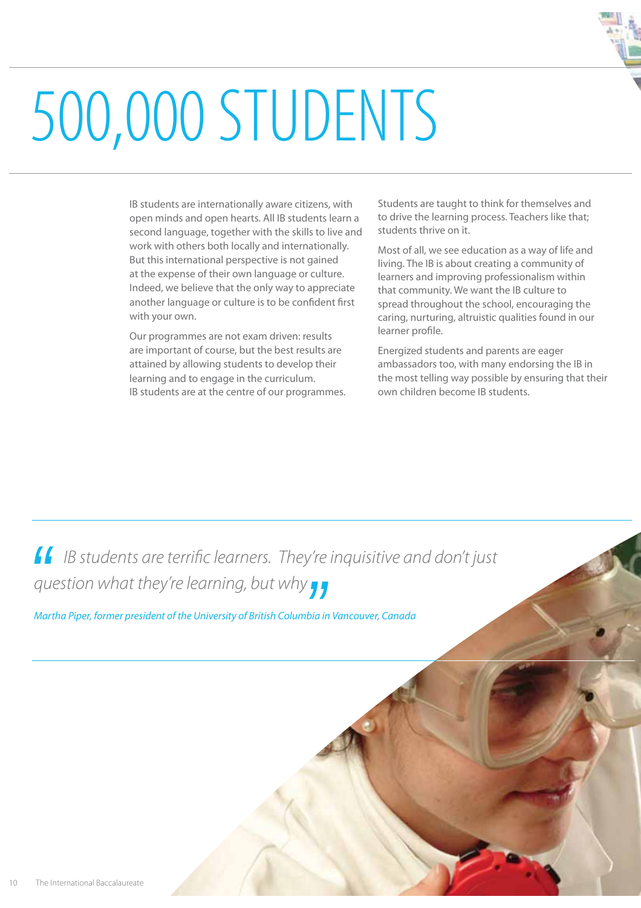# 500,000 STUDENTS

IB students are internationally aware citizens, with open minds and open hearts. All IB students learn a second language, together with the skills to live and work with others both locally and internationally. But this international perspective is not gained at the expense of their own language or culture. Indeed, we believe that the only way to appreciate another language or culture is to be confident first with your own.

Our programmes are not exam driven: results are important of course, but the best results are attained by allowing students to develop their learning and to engage in the curriculum. IB students are at the centre of our programmes.

Students are taught to think for themselves and to drive the learning process. Teachers like that; students thrive on it.

Most of all, we see education as a way of life and living. The IB is about creating a community of learners and improving professionalism within that community. We want the IB culture to spread throughout the school, encouraging the caring, nurturing, altruistic qualities found in our learner profile.

Energized students and parents are eager ambassadors too, with many endorsing the IB in the most telling way possible by ensuring that their own children become IB students.

> *"IB students are terrific learners. They're inquisitive and don't just question what they're learning, but why"*
>
> *Martha Piper, former president of the University of British Columbia in Vancouver, Canada*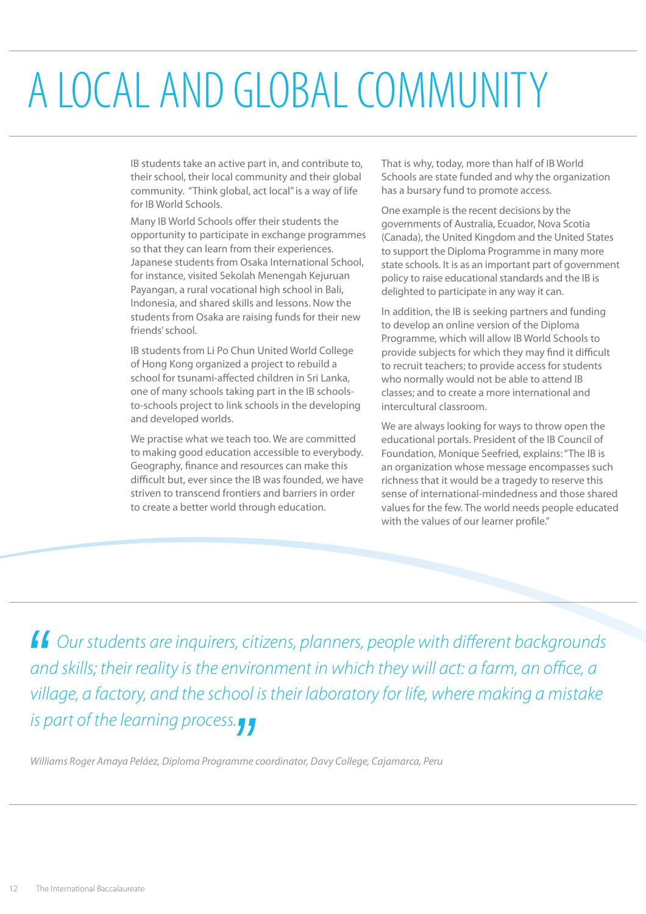# A LOCAL AND GLOBAL COMMUNITY

IB students take an active part in, and contribute to, their school, their local community and their global community. "Think global, act local" is a way of life for IB World Schools.

Many IB World Schools offer their students the opportunity to participate in exchange programmes so that they can learn from their experiences. Japanese students from Osaka International School, for instance, visited Sekolah Menengah Kejuruan Payangan, a rural vocational high school in Bali, Indonesia, and shared skills and lessons. Now the students from Osaka are raising funds for their new friends' school.

IB students from Li Po Chun United World College of Hong Kong organized a project to rebuild a school for tsunami-affected children in Sri Lanka, one of many schools taking part in the IB schools-to-schools project to link schools in the developing and developed worlds.

We practise what we teach too. We are committed to making good education accessible to everybody. Geography, finance and resources can make this difficult but, ever since the IB was founded, we have striven to transcend frontiers and barriers in order to create a better world through education.

That is why, today, more than half of IB World Schools are state funded and why the organization has a bursary fund to promote access.

One example is the recent decisions by the governments of Australia, Ecuador, Nova Scotia (Canada), the United Kingdom and the United States to support the Diploma Programme in many more state schools. It is as an important part of government policy to raise educational standards and the IB is delighted to participate in any way it can.

In addition, the IB is seeking partners and funding to develop an online version of the Diploma Programme, which will allow IB World Schools to provide subjects for which they may find it difficult to recruit teachers; to provide access for students who normally would not be able to attend IB classes; and to create a more international and intercultural classroom.

We are always looking for ways to throw open the educational portals. President of the IB Council of Foundation, Monique Seefried, explains: "The IB is an organization whose message encompasses such richness that it would be a tragedy to reserve this sense of international-mindedness and those shared values for the few. The world needs people educated with the values of our learner profile."

> *"Our students are inquirers, citizens, planners, people with different backgrounds and skills; their reality is the environment in which they will act: a farm, an office, a village, a factory, and the school is their laboratory for life, where making a mistake is part of the learning process."*
>
> *Williams Roger Amaya Peláez, Diploma Programme coordinator, Davy College, Cajamarca, Peru*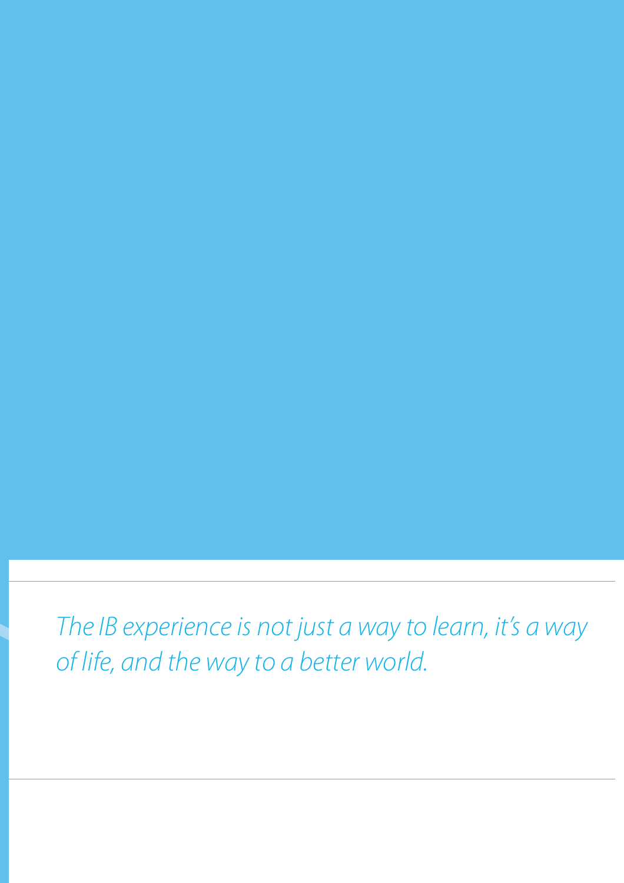*The IB experience is not just a way to learn, it's a way of life, and the way to a better world.*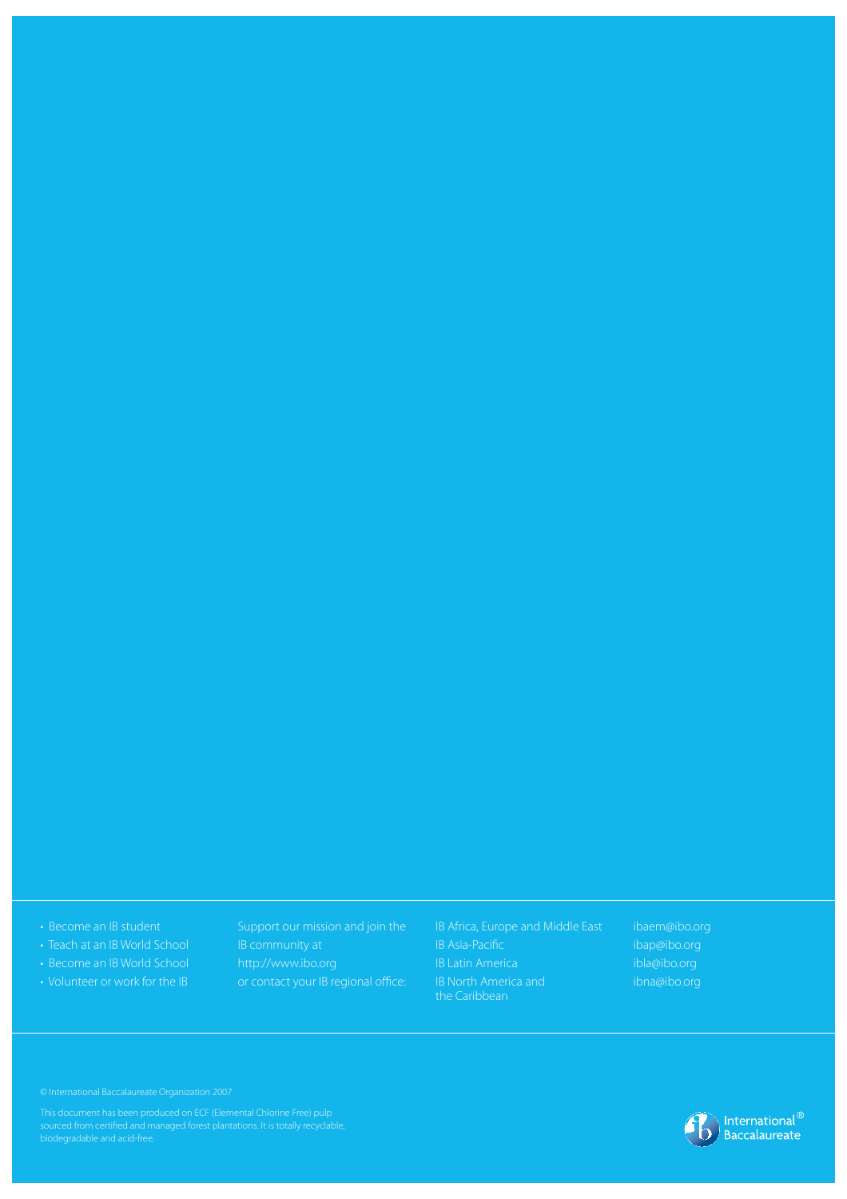- Become an IB student
- Teach at an IB World School
- Become an IB World School
- Volunteer or work for the IB

Support our mission and join the IB community at http://www.ibo.org or contact your IB regional office:

| | |
|---|---|
| IB Africa, Europe and Middle East | ibaem@ibo.org |
| IB Asia-Pacific | ibap@ibo.org |
| IB Latin America | ibla@ibo.org |
| IB North America and the Caribbean | ibna@ibo.org |

© International Baccalaureate Organization 2007

This document has been produced on ECF (Elemental Chlorine Free) pulp sourced from certified and managed forest plantations. It is totally recyclable, biodegradable and acid-free.

International® Baccalaureate